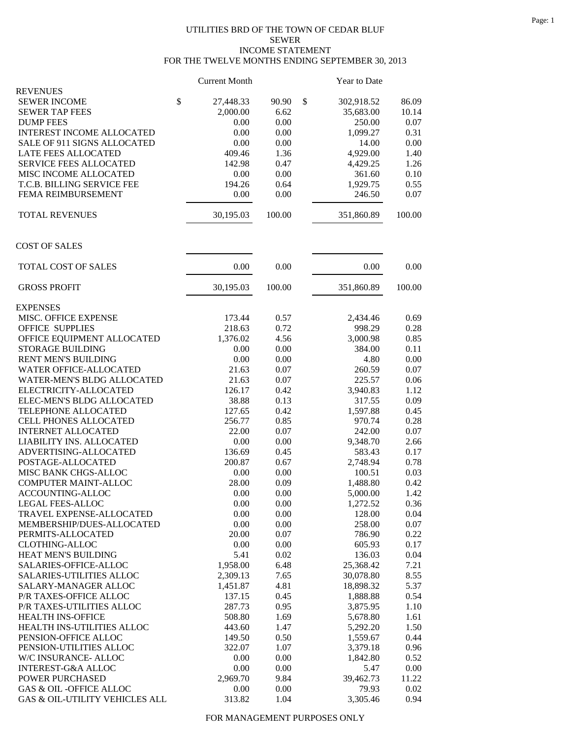UTILITIES BRD OF THE TOWN OF CEDAR BLUF
SEWER
INCOME STATEMENT
FOR THE TWELVE MONTHS ENDING SEPTEMBER 30, 2013

| | Current Month | | Year to Date | |
|---|---|---|---|---|
| REVENUES | | | | |
| SEWER INCOME | $ 27,448.33 | 90.90 | $ 302,918.52 | 86.09 |
| SEWER TAP FEES | 2,000.00 | 6.62 | 35,683.00 | 10.14 |
| DUMP FEES | 0.00 | 0.00 | 250.00 | 0.07 |
| INTEREST INCOME ALLOCATED | 0.00 | 0.00 | 1,099.27 | 0.31 |
| SALE OF 911 SIGNS ALLOCATED | 0.00 | 0.00 | 14.00 | 0.00 |
| LATE FEES ALLOCATED | 409.46 | 1.36 | 4,929.00 | 1.40 |
| SERVICE FEES ALLOCATED | 142.98 | 0.47 | 4,429.25 | 1.26 |
| MISC INCOME ALLOCATED | 0.00 | 0.00 | 361.60 | 0.10 |
| T.C.B. BILLING SERVICE FEE | 194.26 | 0.64 | 1,929.75 | 0.55 |
| FEMA REIMBURSEMENT | 0.00 | 0.00 | 246.50 | 0.07 |
| TOTAL REVENUES | 30,195.03 | 100.00 | 351,860.89 | 100.00 |
| COST OF SALES | | | | |
| TOTAL COST OF SALES | 0.00 | 0.00 | 0.00 | 0.00 |
| GROSS PROFIT | 30,195.03 | 100.00 | 351,860.89 | 100.00 |
| EXPENSES | | | | |
| MISC. OFFICE EXPENSE | 173.44 | 0.57 | 2,434.46 | 0.69 |
| OFFICE SUPPLIES | 218.63 | 0.72 | 998.29 | 0.28 |
| OFFICE EQUIPMENT ALLOCATED | 1,376.02 | 4.56 | 3,000.98 | 0.85 |
| STORAGE BUILDING | 0.00 | 0.00 | 384.00 | 0.11 |
| RENT MEN'S BUILDING | 0.00 | 0.00 | 4.80 | 0.00 |
| WATER OFFICE-ALLOCATED | 21.63 | 0.07 | 260.59 | 0.07 |
| WATER-MEN'S BLDG ALLOCATED | 21.63 | 0.07 | 225.57 | 0.06 |
| ELECTRICITY-ALLOCATED | 126.17 | 0.42 | 3,940.83 | 1.12 |
| ELEC-MEN'S BLDG ALLOCATED | 38.88 | 0.13 | 317.55 | 0.09 |
| TELEPHONE ALLOCATED | 127.65 | 0.42 | 1,597.88 | 0.45 |
| CELL PHONES ALLOCATED | 256.77 | 0.85 | 970.74 | 0.28 |
| INTERNET ALLOCATED | 22.00 | 0.07 | 242.00 | 0.07 |
| LIABILITY INS. ALLOCATED | 0.00 | 0.00 | 9,348.70 | 2.66 |
| ADVERTISING-ALLOCATED | 136.69 | 0.45 | 583.43 | 0.17 |
| POSTAGE-ALLOCATED | 200.87 | 0.67 | 2,748.94 | 0.78 |
| MISC BANK CHGS-ALLOC | 0.00 | 0.00 | 100.51 | 0.03 |
| COMPUTER MAINT-ALLOC | 28.00 | 0.09 | 1,488.80 | 0.42 |
| ACCOUNTING-ALLOC | 0.00 | 0.00 | 5,000.00 | 1.42 |
| LEGAL FEES-ALLOC | 0.00 | 0.00 | 1,272.52 | 0.36 |
| TRAVEL EXPENSE-ALLOCATED | 0.00 | 0.00 | 128.00 | 0.04 |
| MEMBERSHIP/DUES-ALLOCATED | 0.00 | 0.00 | 258.00 | 0.07 |
| PERMITS-ALLOCATED | 20.00 | 0.07 | 786.90 | 0.22 |
| CLOTHING-ALLOC | 0.00 | 0.00 | 605.93 | 0.17 |
| HEAT MEN'S BUILDING | 5.41 | 0.02 | 136.03 | 0.04 |
| SALARIES-OFFICE-ALLOC | 1,958.00 | 6.48 | 25,368.42 | 7.21 |
| SALARIES-UTILITIES ALLOC | 2,309.13 | 7.65 | 30,078.80 | 8.55 |
| SALARY-MANAGER ALLOC | 1,451.87 | 4.81 | 18,898.32 | 5.37 |
| P/R TAXES-OFFICE ALLOC | 137.15 | 0.45 | 1,888.88 | 0.54 |
| P/R TAXES-UTILITIES ALLOC | 287.73 | 0.95 | 3,875.95 | 1.10 |
| HEALTH INS-OFFICE | 508.80 | 1.69 | 5,678.80 | 1.61 |
| HEALTH INS-UTILITIES ALLOC | 443.60 | 1.47 | 5,292.20 | 1.50 |
| PENSION-OFFICE ALLOC | 149.50 | 0.50 | 1,559.67 | 0.44 |
| PENSION-UTILITIES ALLOC | 322.07 | 1.07 | 3,379.18 | 0.96 |
| W/C INSURANCE- ALLOC | 0.00 | 0.00 | 1,842.80 | 0.52 |
| INTEREST-G&A ALLOC | 0.00 | 0.00 | 5.47 | 0.00 |
| POWER PURCHASED | 2,969.70 | 9.84 | 39,462.73 | 11.22 |
| GAS & OIL -OFFICE ALLOC | 0.00 | 0.00 | 79.93 | 0.02 |
| GAS & OIL-UTILITY VEHICLES ALL | 313.82 | 1.04 | 3,305.46 | 0.94 |

FOR MANAGEMENT PURPOSES ONLY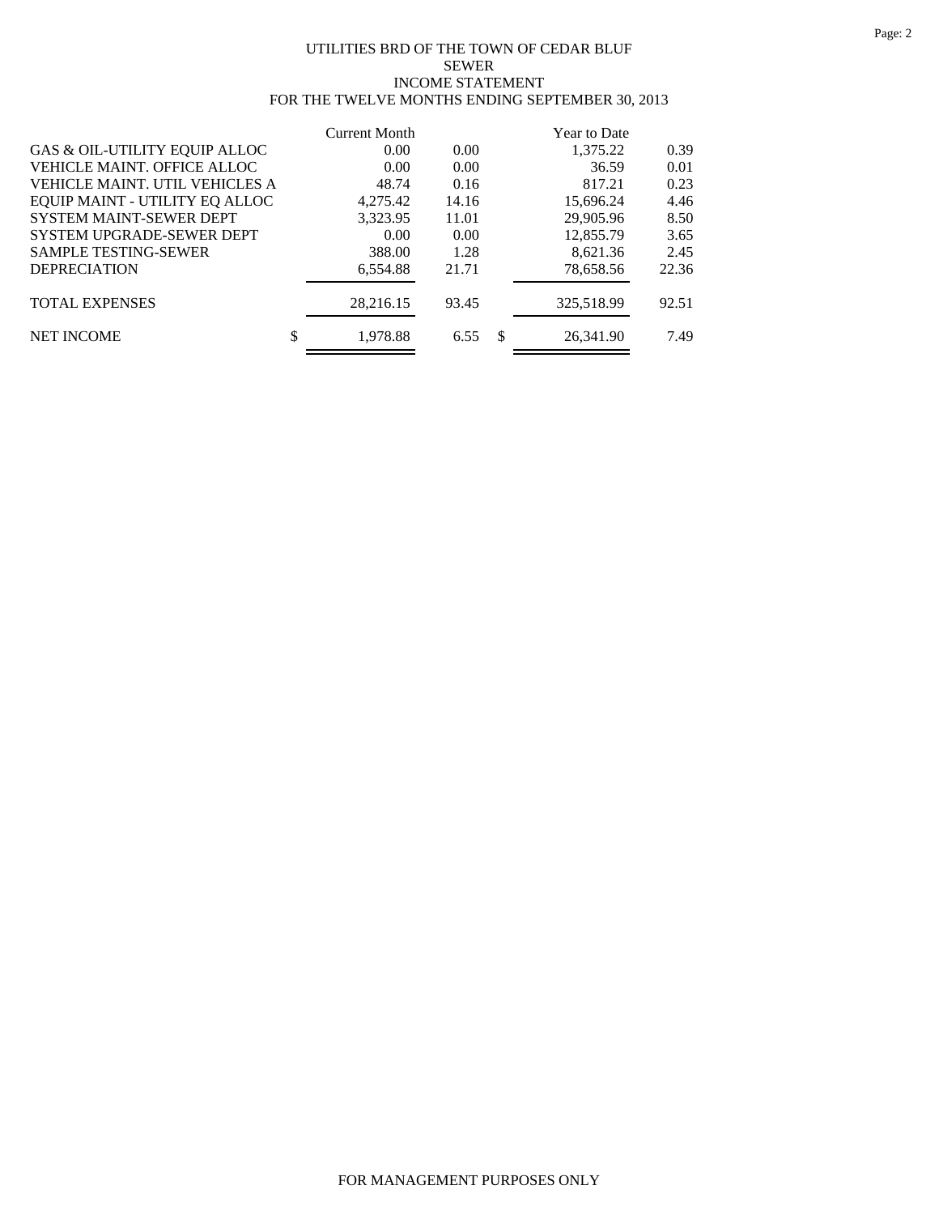UTILITIES BRD OF THE TOWN OF CEDAR BLUF
SEWER
INCOME STATEMENT
FOR THE TWELVE MONTHS ENDING SEPTEMBER 30, 2013

| | Current Month | | Year to Date | |
|---|---|---|---|---|
| GAS & OIL-UTILITY EQUIP ALLOC | 0.00 | 0.00 | 1,375.22 | 0.39 |
| VEHICLE MAINT. OFFICE ALLOC | 0.00 | 0.00 | 36.59 | 0.01 |
| VEHICLE MAINT. UTIL VEHICLES A | 48.74 | 0.16 | 817.21 | 0.23 |
| EQUIP MAINT - UTILITY EQ ALLOC | 4,275.42 | 14.16 | 15,696.24 | 4.46 |
| SYSTEM MAINT-SEWER DEPT | 3,323.95 | 11.01 | 29,905.96 | 8.50 |
| SYSTEM UPGRADE-SEWER DEPT | 0.00 | 0.00 | 12,855.79 | 3.65 |
| SAMPLE TESTING-SEWER | 388.00 | 1.28 | 8,621.36 | 2.45 |
| DEPRECIATION | 6,554.88 | 21.71 | 78,658.56 | 22.36 |
| TOTAL EXPENSES | 28,216.15 | 93.45 | 325,518.99 | 92.51 |
| NET INCOME | $ 1,978.88 | 6.55 | $ 26,341.90 | 7.49 |

FOR MANAGEMENT PURPOSES ONLY